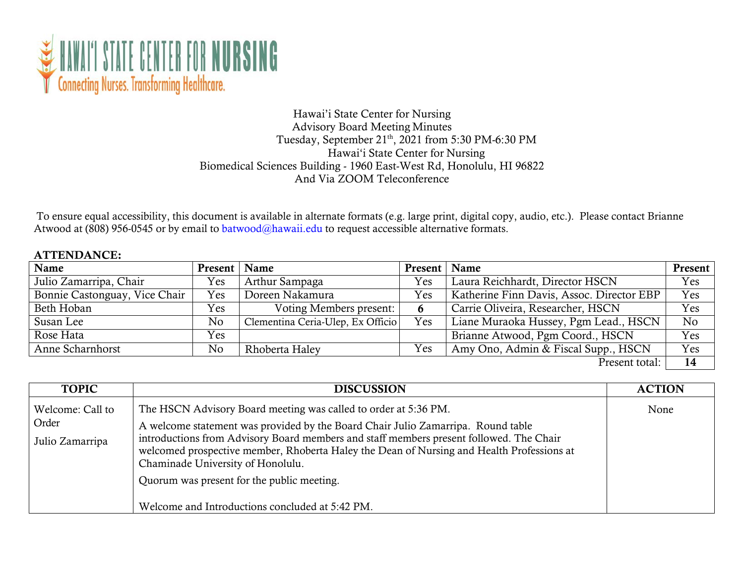HAWAIʻI STATE CENTER FOR NURSING
Connecting Nurses. Transforming Healthcare.

Hawai'i State Center for Nursing
Advisory Board Meeting Minutes
Tuesday, September 21th, 2021 from 5:30 PM-6:30 PM
Hawaiʻi State Center for Nursing
Biomedical Sciences Building - 1960 East-West Rd, Honolulu, HI 96822
And Via ZOOM Teleconference

To ensure equal accessibility, this document is available in alternate formats (e.g. large print, digital copy, audio, etc.). Please contact Brianne Atwood at (808) 956-0545 or by email to batwood@hawaii.edu to request accessible alternative formats.

**ATTENDANCE:**

| Name | Present | Name | Present | Name | Present |
|---|---|---|---|---|---|
| Julio Zamarripa, Chair | Yes | Arthur Sampaga | Yes | Laura Reichhardt, Director HSCN | Yes |
| Bonnie Castonguay, Vice Chair | Yes | Doreen Nakamura | Yes | Katherine Finn Davis, Assoc. Director EBP | Yes |
| Beth Hoban | Yes | Voting Members present: | **6** | Carrie Oliveira, Researcher, HSCN | Yes |
| Susan Lee | No | Clementina Ceria-Ulep, Ex Officio | Yes | Liane Muraoka Hussey, Pgm Lead., HSCN | No |
| Rose Hata | Yes | | | Brianne Atwood, Pgm Coord., HSCN | Yes |
| Anne Scharnhorst | No | Rhoberta Haley | Yes | Amy Ono, Admin & Fiscal Supp., HSCN | Yes |
| | | | | Present total: | **14** |

| TOPIC | DISCUSSION | ACTION |
|---|---|---|
| Welcome: Call to Order<br><br>Julio Zamarripa | The HSCN Advisory Board meeting was called to order at 5:36 PM.<br><br>A welcome statement was provided by the Board Chair Julio Zamarripa. Round table introductions from Advisory Board members and staff members present followed. The Chair welcomed prospective member, Rhoberta Haley the Dean of Nursing and Health Professions at Chaminade University of Honolulu.<br><br>Quorum was present for the public meeting.<br><br>Welcome and Introductions concluded at 5:42 PM. | None |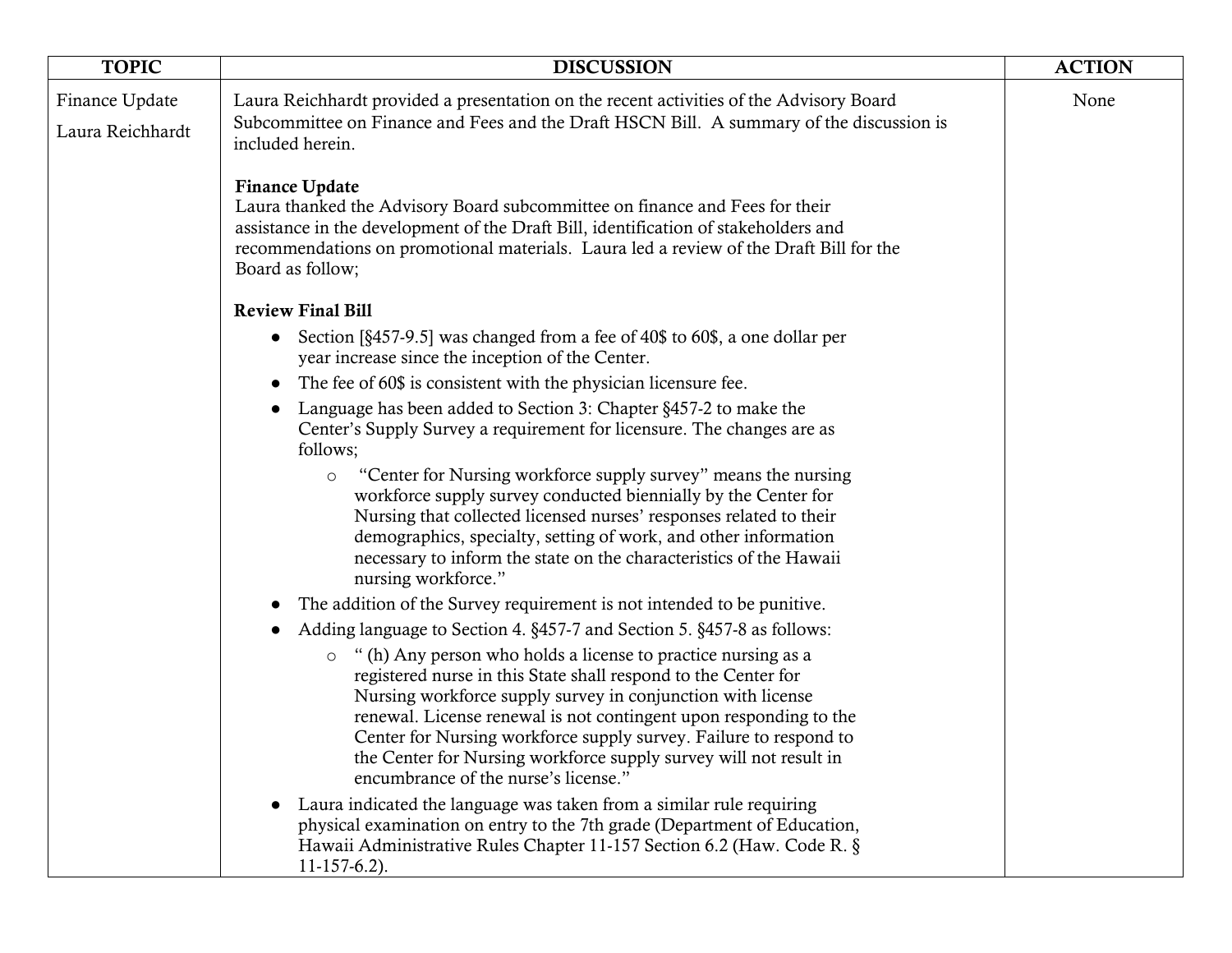| TOPIC | DISCUSSION | ACTION |
|---|---|---|
| Finance Update<br><br>Laura Reichhardt | Laura Reichhardt provided a presentation on the recent activities of the Advisory Board Subcommittee on Finance and Fees and the Draft HSCN Bill. A summary of the discussion is included herein.<br><br>**Finance Update**<br>Laura thanked the Advisory Board subcommittee on finance and Fees for their assistance in the development of the Draft Bill, identification of stakeholders and recommendations on promotional materials. Laura led a review of the Draft Bill for the Board as follow;<br><br>**Review Final Bill**<br>● Section [§457-9.5] was changed from a fee of 40$ to 60$, a one dollar per year increase since the inception of the Center.<br>● The fee of 60$ is consistent with the physician licensure fee.<br>● Language has been added to Section 3: Chapter §457-2 to make the Center's Supply Survey a requirement for licensure. The changes are as follows;<br>&nbsp;&nbsp;&nbsp;&nbsp;○ "Center for Nursing workforce supply survey" means the nursing workforce supply survey conducted biennially by the Center for Nursing that collected licensed nurses' responses related to their demographics, specialty, setting of work, and other information necessary to inform the state on the characteristics of the Hawaii nursing workforce."<br>● The addition of the Survey requirement is not intended to be punitive.<br>● Adding language to Section 4. §457-7 and Section 5. §457-8 as follows:<br>&nbsp;&nbsp;&nbsp;&nbsp;○ " (h) Any person who holds a license to practice nursing as a registered nurse in this State shall respond to the Center for Nursing workforce supply survey in conjunction with license renewal. License renewal is not contingent upon responding to the Center for Nursing workforce supply survey. Failure to respond to the Center for Nursing workforce supply survey will not result in encumbrance of the nurse's license."<br>● Laura indicated the language was taken from a similar rule requiring physical examination on entry to the 7th grade (Department of Education, Hawaii Administrative Rules Chapter 11-157 Section 6.2 (Haw. Code R. § 11-157-6.2). | None |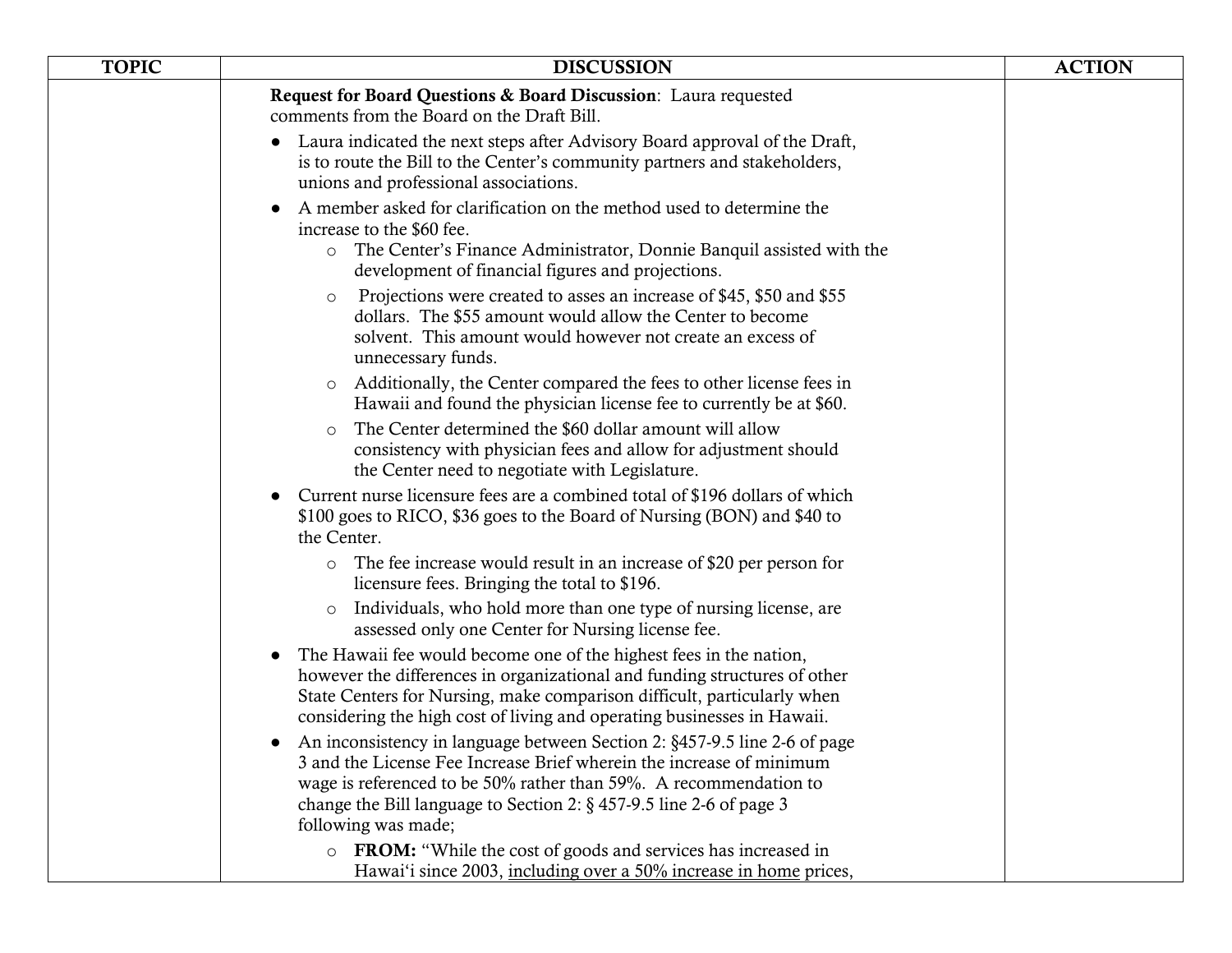| TOPIC | DISCUSSION | ACTION |
|---|---|---|
| | **Request for Board Questions & Board Discussion**: Laura requested comments from the Board on the Draft Bill.<br>● Laura indicated the next steps after Advisory Board approval of the Draft, is to route the Bill to the Center's community partners and stakeholders, unions and professional associations.<br>● A member asked for clarification on the method used to determine the increase to the $60 fee.<br>&nbsp;&nbsp;&nbsp;&nbsp;○ The Center's Finance Administrator, Donnie Banquil assisted with the development of financial figures and projections.<br>&nbsp;&nbsp;&nbsp;&nbsp;○ Projections were created to asses an increase of $45, $50 and $55 dollars. The $55 amount would allow the Center to become solvent. This amount would however not create an excess of unnecessary funds.<br>&nbsp;&nbsp;&nbsp;&nbsp;○ Additionally, the Center compared the fees to other license fees in Hawaii and found the physician license fee to currently be at $60.<br>&nbsp;&nbsp;&nbsp;&nbsp;○ The Center determined the $60 dollar amount will allow consistency with physician fees and allow for adjustment should the Center need to negotiate with Legislature.<br>● Current nurse licensure fees are a combined total of $196 dollars of which $100 goes to RICO, $36 goes to the Board of Nursing (BON) and $40 to the Center.<br>&nbsp;&nbsp;&nbsp;&nbsp;○ The fee increase would result in an increase of $20 per person for licensure fees. Bringing the total to $196.<br>&nbsp;&nbsp;&nbsp;&nbsp;○ Individuals, who hold more than one type of nursing license, are assessed only one Center for Nursing license fee.<br>● The Hawaii fee would become one of the highest fees in the nation, however the differences in organizational and funding structures of other State Centers for Nursing, make comparison difficult, particularly when considering the high cost of living and operating businesses in Hawaii.<br>● An inconsistency in language between Section 2: §457-9.5 line 2-6 of page 3 and the License Fee Increase Brief wherein the increase of minimum wage is referenced to be 50% rather than 59%. A recommendation to change the Bill language to Section 2: § 457-9.5 line 2-6 of page 3 following was made;<br>&nbsp;&nbsp;&nbsp;&nbsp;○ **FROM:** "While the cost of goods and services has increased in Hawaiʻi since 2003, <u>including over a 50% increase in home</u> prices, | |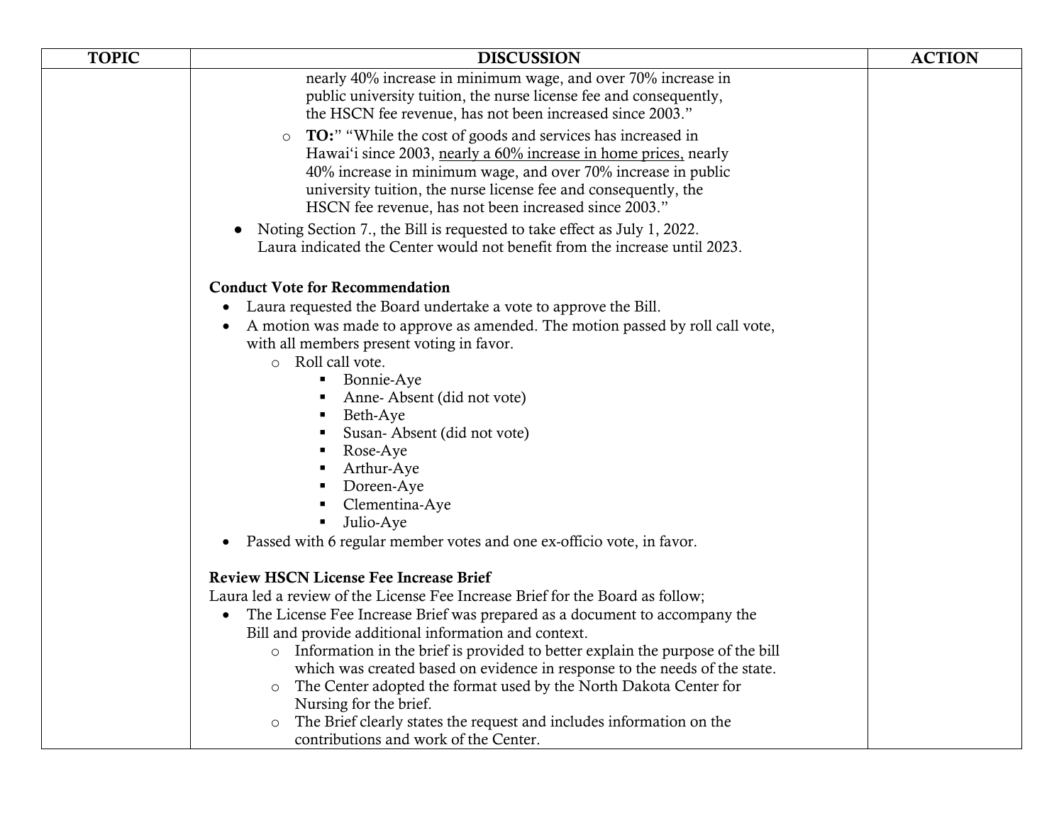| TOPIC | DISCUSSION | ACTION |
|---|---|---|
| | nearly 40% increase in minimum wage, and over 70% increase in public university tuition, the nurse license fee and consequently, the HSCN fee revenue, has not been increased since 2003."<br>◦ **TO:**" "While the cost of goods and services has increased in Hawai'i since 2003, <u>nearly a 60% increase in home prices,</u> nearly 40% increase in minimum wage, and over 70% increase in public university tuition, the nurse license fee and consequently, the HSCN fee revenue, has not been increased since 2003."<br>• Noting Section 7., the Bill is requested to take effect as July 1, 2022. Laura indicated the Center would not benefit from the increase until 2023.<br><br>**Conduct Vote for Recommendation**<br>• Laura requested the Board undertake a vote to approve the Bill.<br>• A motion was made to approve as amended. The motion passed by roll call vote, with all members present voting in favor.<br>◦ Roll call vote.<br>▪ Bonnie-Aye<br>▪ Anne- Absent (did not vote)<br>▪ Beth-Aye<br>▪ Susan- Absent (did not vote)<br>▪ Rose-Aye<br>▪ Arthur-Aye<br>▪ Doreen-Aye<br>▪ Clementina-Aye<br>▪ Julio-Aye<br>• Passed with 6 regular member votes and one ex-officio vote, in favor.<br><br>**Review HSCN License Fee Increase Brief**<br>Laura led a review of the License Fee Increase Brief for the Board as follow;<br>• The License Fee Increase Brief was prepared as a document to accompany the Bill and provide additional information and context.<br>◦ Information in the brief is provided to better explain the purpose of the bill which was created based on evidence in response to the needs of the state.<br>◦ The Center adopted the format used by the North Dakota Center for Nursing for the brief.<br>◦ The Brief clearly states the request and includes information on the contributions and work of the Center. | |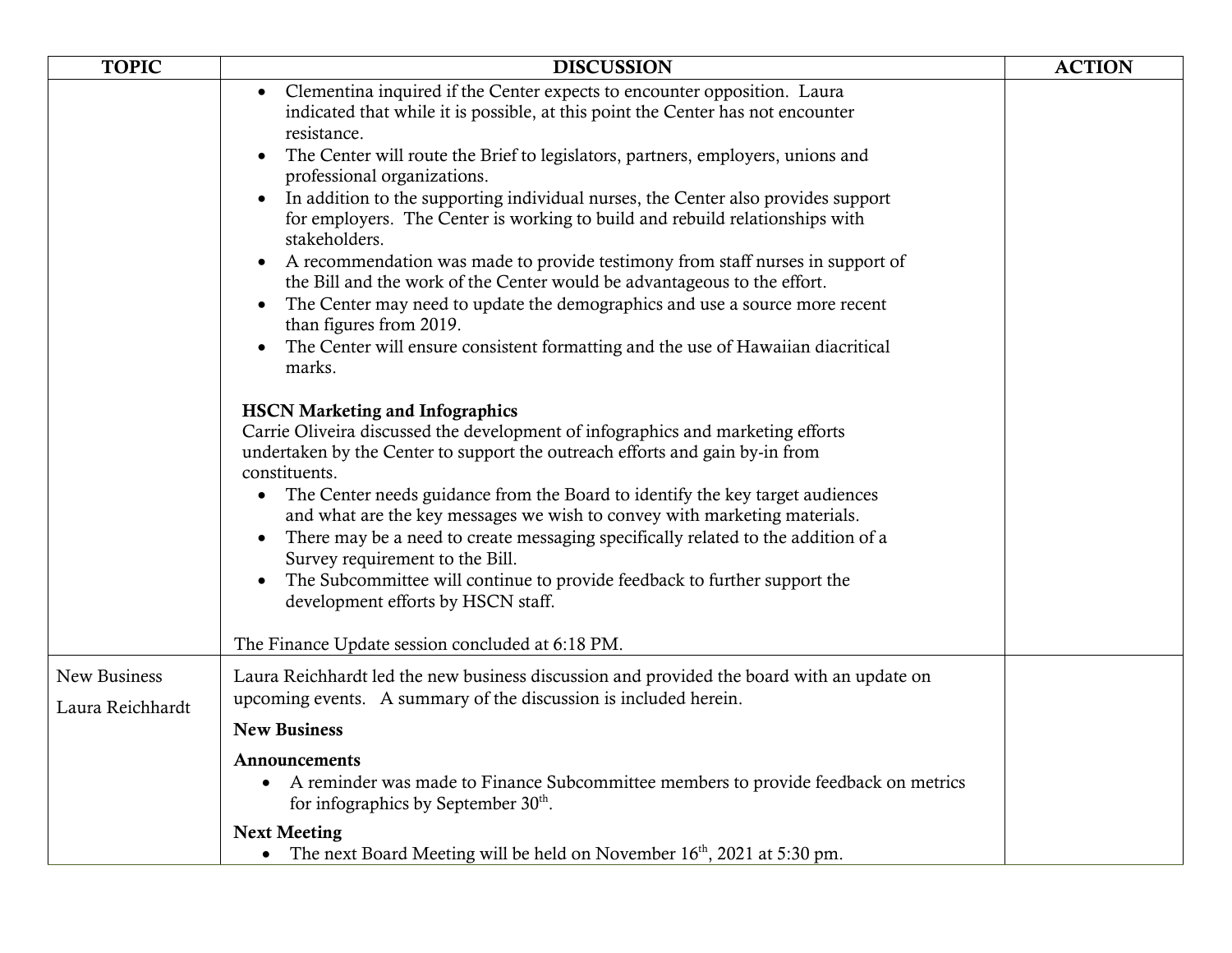| TOPIC | DISCUSSION | ACTION |
|---|---|---|
| | • Clementina inquired if the Center expects to encounter opposition. Laura indicated that while it is possible, at this point the Center has not encounter resistance.<br>• The Center will route the Brief to legislators, partners, employers, unions and professional organizations.<br>• In addition to the supporting individual nurses, the Center also provides support for employers. The Center is working to build and rebuild relationships with stakeholders.<br>• A recommendation was made to provide testimony from staff nurses in support of the Bill and the work of the Center would be advantageous to the effort.<br>• The Center may need to update the demographics and use a source more recent than figures from 2019.<br>• The Center will ensure consistent formatting and the use of Hawaiian diacritical marks.<br><br>**HSCN Marketing and Infographics**<br>Carrie Oliveira discussed the development of infographics and marketing efforts undertaken by the Center to support the outreach efforts and gain by-in from constituents.<br>• The Center needs guidance from the Board to identify the key target audiences and what are the key messages we wish to convey with marketing materials.<br>• There may be a need to create messaging specifically related to the addition of a Survey requirement to the Bill.<br>• The Subcommittee will continue to provide feedback to further support the development efforts by HSCN staff.<br><br>The Finance Update session concluded at 6:18 PM. | |
| New Business<br><br>Laura Reichhardt | Laura Reichhardt led the new business discussion and provided the board with an update on upcoming events. A summary of the discussion is included herein.<br><br>**New Business**<br><br>**Announcements**<br>• A reminder was made to Finance Subcommittee members to provide feedback on metrics for infographics by September 30th.<br><br>**Next Meeting**<br>• The next Board Meeting will be held on November 16th, 2021 at 5:30 pm. | |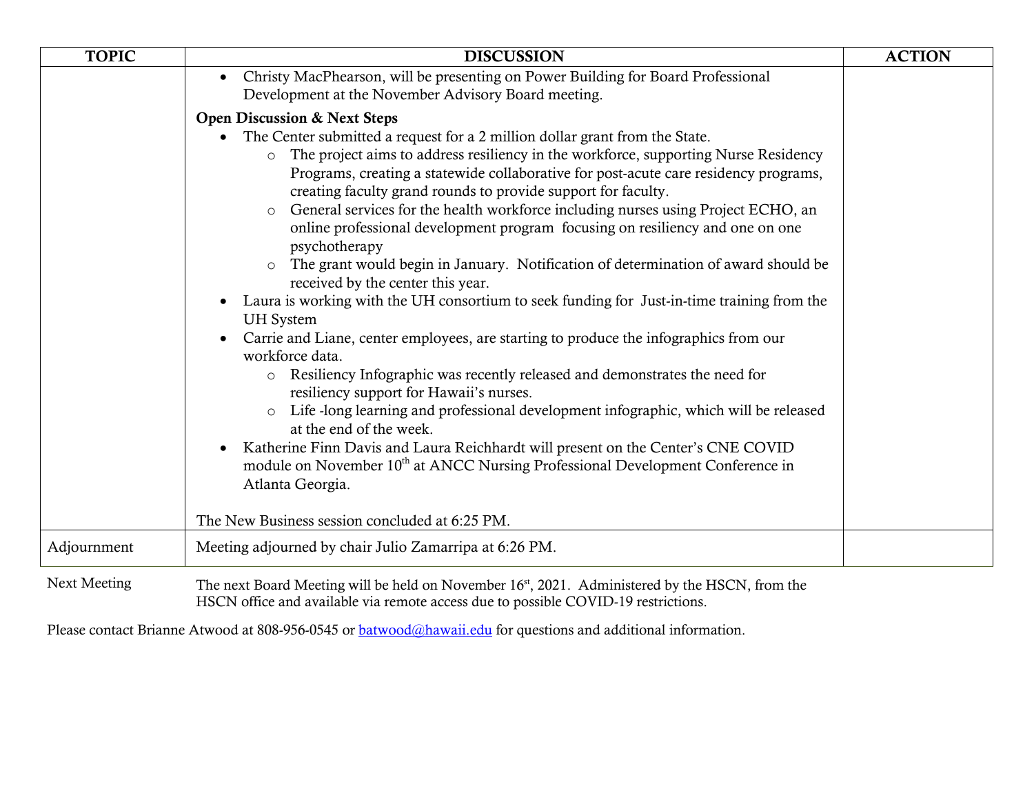| TOPIC | DISCUSSION | ACTION |
|---|---|---|
| | • Christy MacPhearson, will be presenting on Power Building for Board Professional Development at the November Advisory Board meeting.<br><br>**Open Discussion & Next Steps**<br>• The Center submitted a request for a 2 million dollar grant from the State.<br>  ○ The project aims to address resiliency in the workforce, supporting Nurse Residency Programs, creating a statewide collaborative for post-acute care residency programs, creating faculty grand rounds to provide support for faculty.<br>  ○ General services for the health workforce including nurses using Project ECHO, an online professional development program focusing on resiliency and one on one psychotherapy<br>  ○ The grant would begin in January. Notification of determination of award should be received by the center this year.<br>• Laura is working with the UH consortium to seek funding for Just-in-time training from the UH System<br>• Carrie and Liane, center employees, are starting to produce the infographics from our workforce data.<br>  ○ Resiliency Infographic was recently released and demonstrates the need for resiliency support for Hawaii's nurses.<br>  ○ Life -long learning and professional development infographic, which will be released at the end of the week.<br>• Katherine Finn Davis and Laura Reichhardt will present on the Center's CNE COVID module on November 10th at ANCC Nursing Professional Development Conference in Atlanta Georgia.<br><br>The New Business session concluded at 6:25 PM. | |
| Adjournment | Meeting adjourned by chair Julio Zamarripa at 6:26 PM. | |

Next Meeting — The next Board Meeting will be held on November 16st, 2021. Administered by the HSCN, from the HSCN office and available via remote access due to possible COVID-19 restrictions.

Please contact Brianne Atwood at 808-956-0545 or batwood@hawaii.edu for questions and additional information.